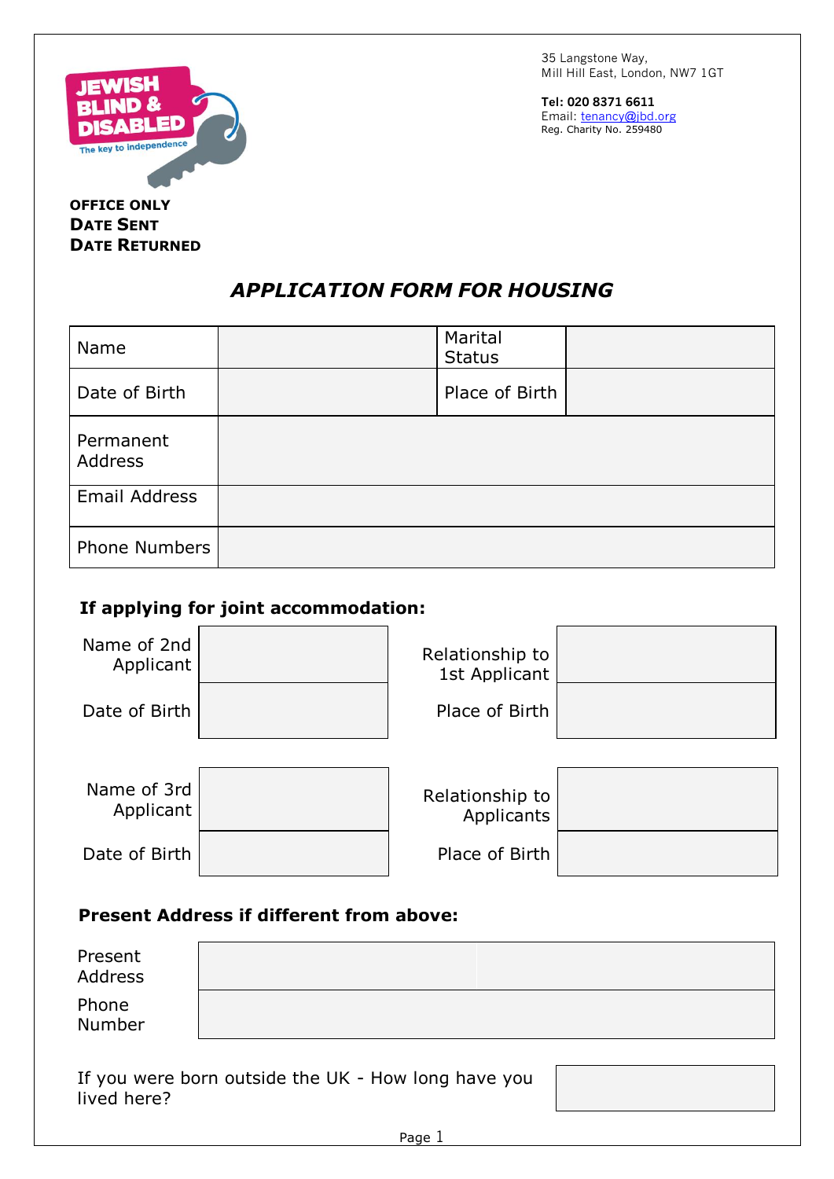35 Langstone Way,
Mill Hill East, London, NW7 1GT

**Tel: 020 8371 6611**
Email: tenancy@jbd.org
Reg. Charity No. 259480

**OFFICE ONLY**
**DATE SENT**
**DATE RETURNED**

# *APPLICATION FORM FOR HOUSING*

| Name | | Marital Status | |
|---|---|---|---|
| Date of Birth | | Place of Birth | |
| Permanent Address | | | |
| Email Address | | | |
| Phone Numbers | | | |

**If applying for joint accommodation:**

| Name of 2nd Applicant | | Relationship to 1st Applicant | |
|---|---|---|---|
| Date of Birth | | Place of Birth | |

| Name of 3rd Applicant | | Relationship to Applicants | |
|---|---|---|---|
| Date of Birth | | Place of Birth | |

**Present Address if different from above:**

| Present Address | |
|---|---|
| Phone Number | |

| If you were born outside the UK - How long have you lived here? | |
|---|---|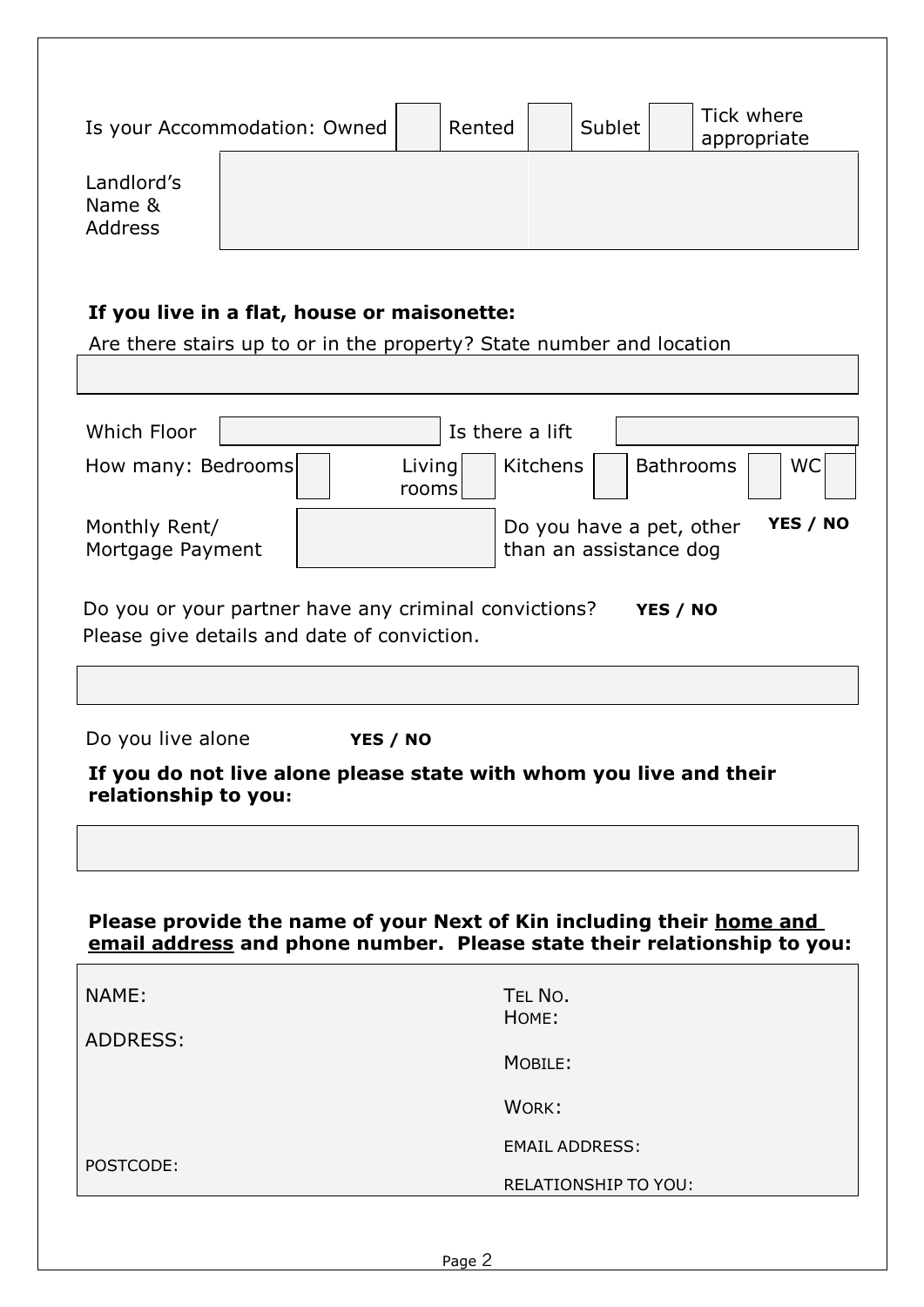| Is your Accommodation: Owned | | Rented | | Sublet | | Tick where appropriate |
|---|---|---|---|---|---|---|

| Landlord's Name & Address | |
|---|---|

**If you live in a flat, house or maisonette:**

Are there stairs up to or in the property? State number and location

| |
|---|

| Which Floor | | Is there a lift | |
|---|---|---|---|

| How many: Bedrooms | | Living rooms | | Kitchens | | Bathrooms | | WC | |
|---|---|---|---|---|---|---|---|---|---|

| Monthly Rent/ Mortgage Payment | | Do you have a pet, other than an assistance dog | **YES / NO** |
|---|---|---|---|

Do you or your partner have any criminal convictions? **YES / NO**

Please give details and date of conviction.

| |
|---|

Do you live alone **YES / NO**

**If you do not live alone please state with whom you live and their relationship to you:**

| |
|---|

**Please provide the name of your Next of Kin including their home and email address and phone number. Please state their relationship to you:**

| | |
|---|---|
| NAME: | TEL NO. HOME: |
| ADDRESS: | MOBILE: |
| | WORK: |
| | EMAIL ADDRESS: |
| POSTCODE: | RELATIONSHIP TO YOU: |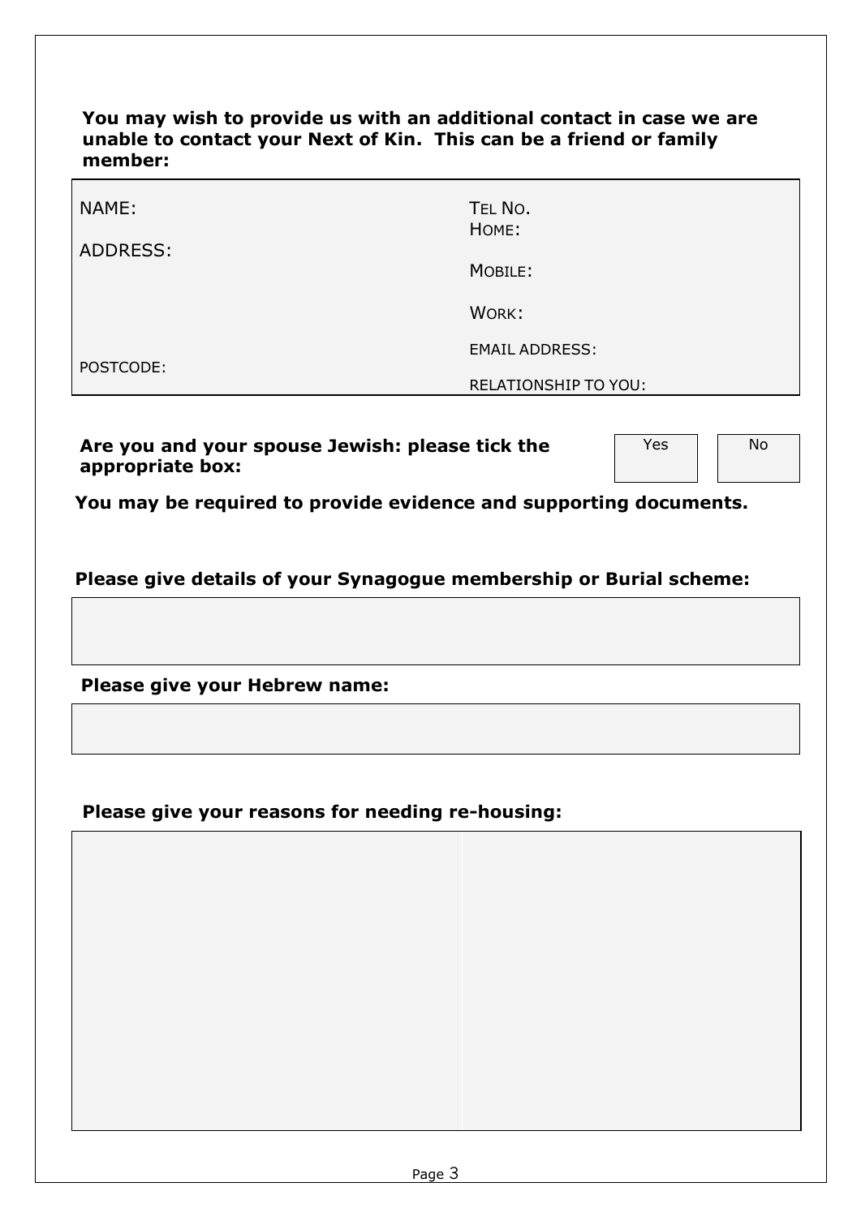**You may wish to provide us with an additional contact in case we are unable to contact your Next of Kin. This can be a friend or family member:**

| | |
|---|---|
| NAME: | TEL NO. HOME: |
| ADDRESS: | MOBILE: |
| | WORK: |
| | EMAIL ADDRESS: |
| POSTCODE: | RELATIONSHIP TO YOU: |

**Are you and your spouse Jewish: please tick the appropriate box:**

| Yes | No |
|---|---|
| | |

**You may be required to provide evidence and supporting documents.**

**Please give details of your Synagogue membership or Burial scheme:**

| |
|---|
| |

**Please give your Hebrew name:**

| |
|---|
| |

**Please give your reasons for needing re-housing:**

| |
|---|
| |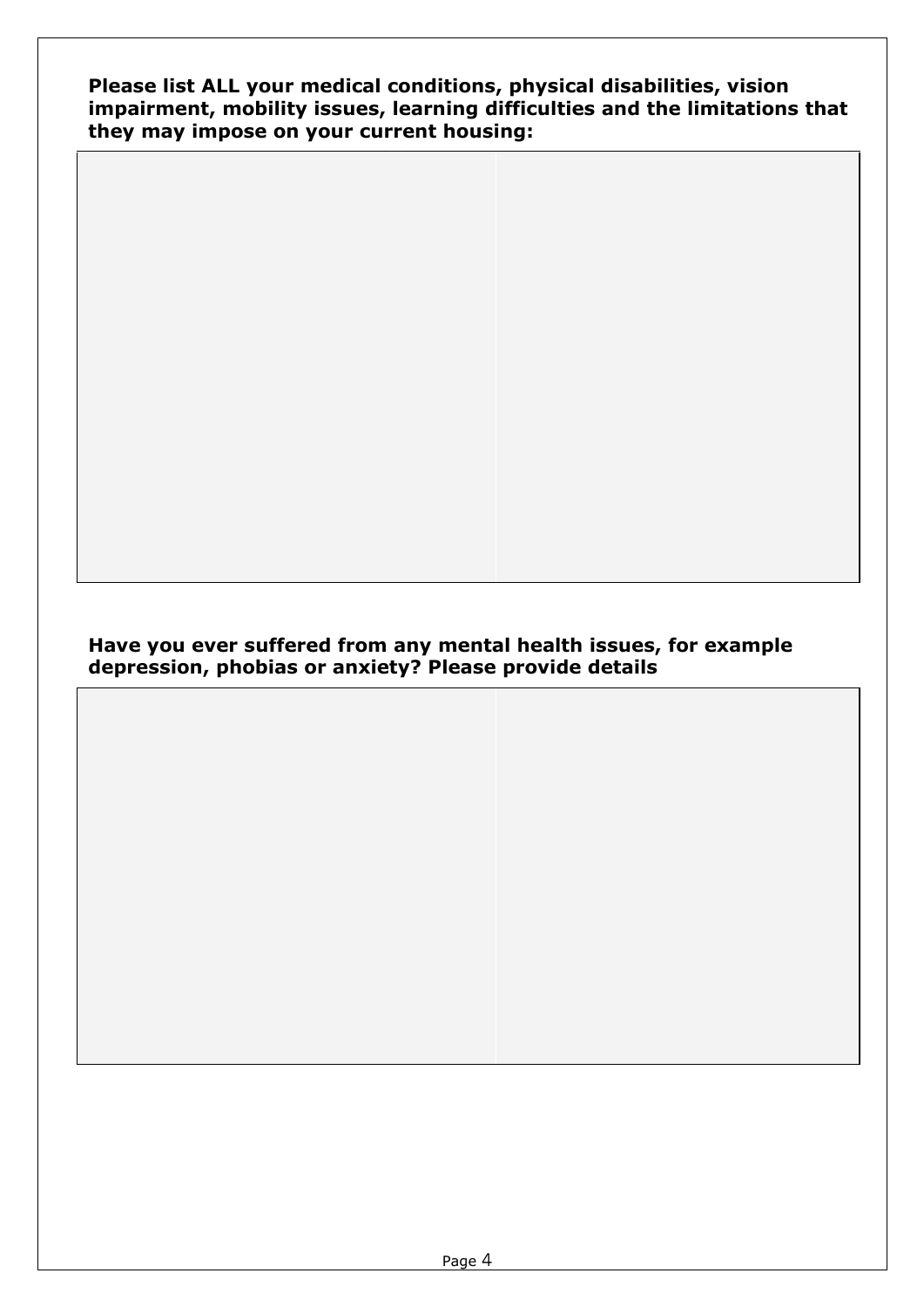**Please list ALL your medical conditions, physical disabilities, vision impairment, mobility issues, learning difficulties and the limitations that they may impose on your current housing:**

**Have you ever suffered from any mental health issues, for example depression, phobias or anxiety? Please provide details**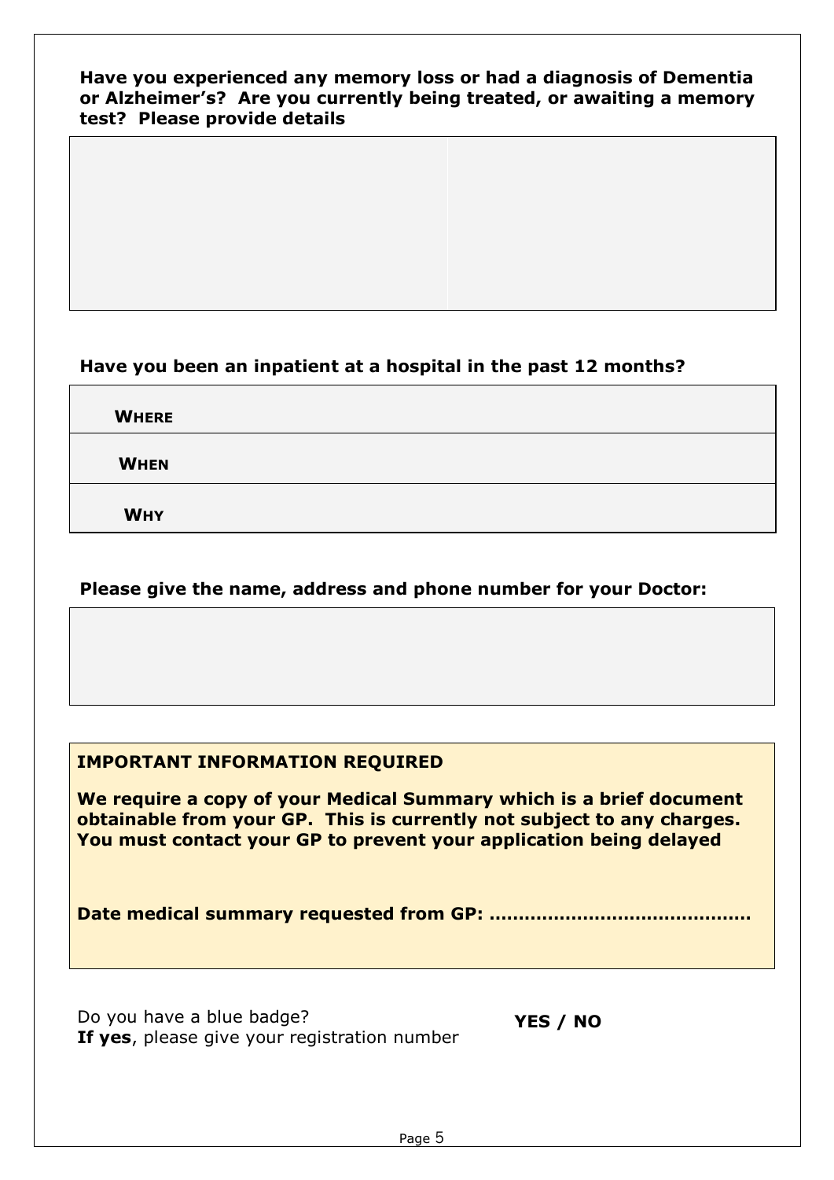**Have you experienced any memory loss or had a diagnosis of Dementia or Alzheimer's? Are you currently being treated, or awaiting a memory test? Please provide details**

| | |
|---|---|
| | |

**Have you been an inpatient at a hospital in the past 12 months?**

| | |
|---|---|
| **WHERE** | |
| **WHEN** | |
| **WHY** | |

**Please give the name, address and phone number for your Doctor:**

| |
|---|
| |

**IMPORTANT INFORMATION REQUIRED**

**We require a copy of your Medical Summary which is a brief document obtainable from your GP. This is currently not subject to any charges. You must contact your GP to prevent your application being delayed**

**Date medical summary requested from GP: ..........................................**

Do you have a blue badge? **YES / NO**
**If yes**, please give your registration number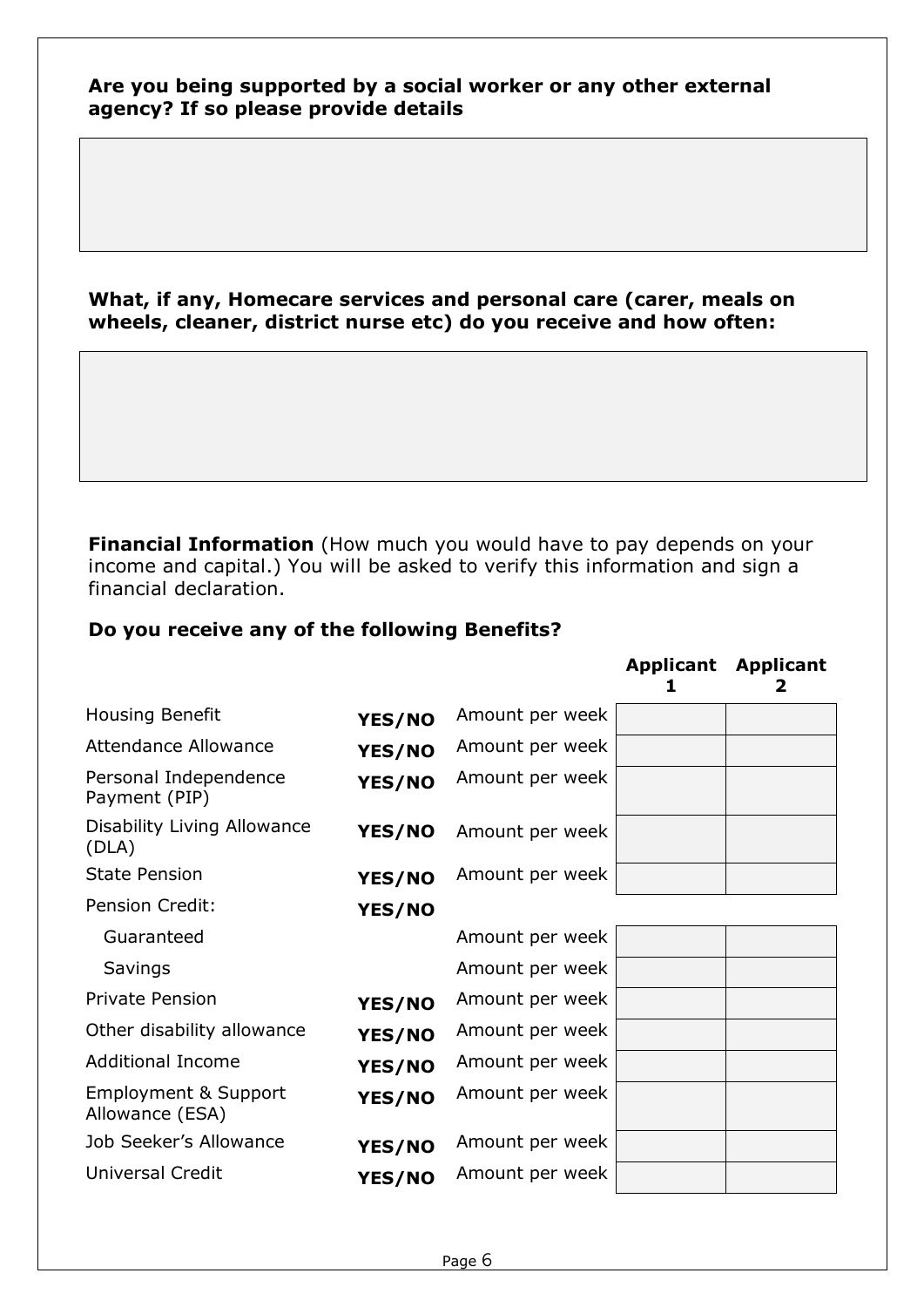**Are you being supported by a social worker or any other external agency? If so please provide details**

| |
|---|
| |

**What, if any, Homecare services and personal care (carer, meals on wheels, cleaner, district nurse etc) do you receive and how often:**

| |
|---|
| |

**Financial Information** (How much you would have to pay depends on your income and capital.) You will be asked to verify this information and sign a financial declaration.

**Do you receive any of the following Benefits?**

| | | | **Applicant 1** | **Applicant 2** |
|---|---|---|---|---|
| Housing Benefit | **YES/NO** | Amount per week | | |
| Attendance Allowance | **YES/NO** | Amount per week | | |
| Personal Independence Payment (PIP) | **YES/NO** | Amount per week | | |
| Disability Living Allowance (DLA) | **YES/NO** | Amount per week | | |
| State Pension | **YES/NO** | Amount per week | | |
| Pension Credit: | **YES/NO** | | | |
| Guaranteed | | Amount per week | | |
| Savings | | Amount per week | | |
| Private Pension | **YES/NO** | Amount per week | | |
| Other disability allowance | **YES/NO** | Amount per week | | |
| Additional Income | **YES/NO** | Amount per week | | |
| Employment & Support Allowance (ESA) | **YES/NO** | Amount per week | | |
| Job Seeker's Allowance | **YES/NO** | Amount per week | | |
| Universal Credit | **YES/NO** | Amount per week | | |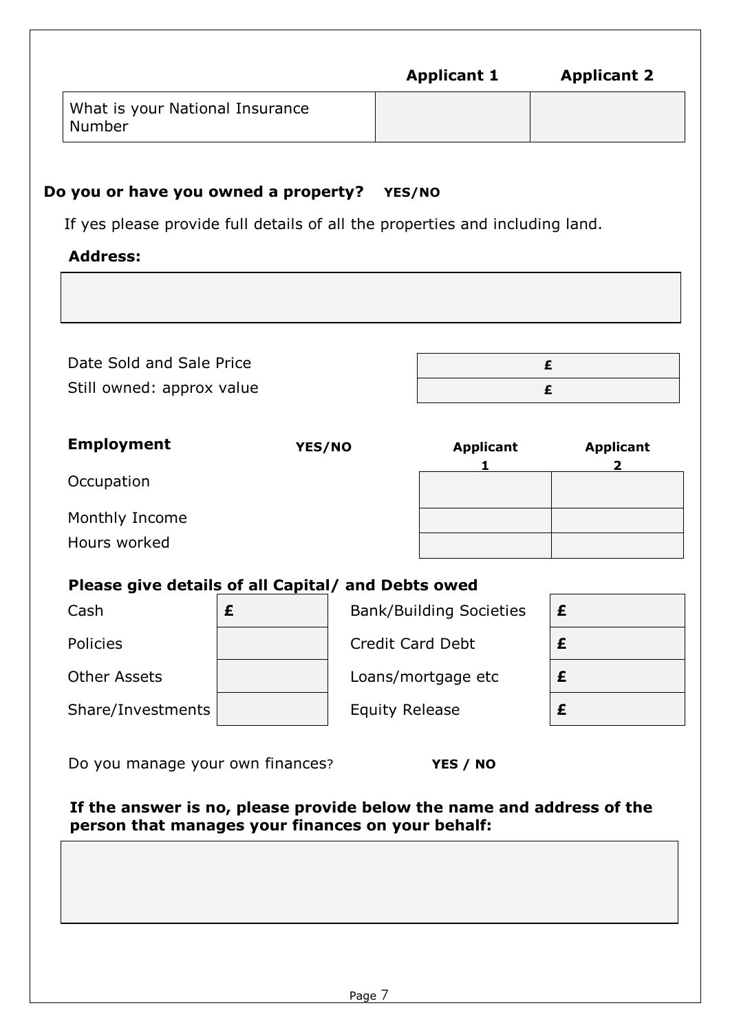| | Applicant 1 | Applicant 2 |
|---|---|---|
| What is your National Insurance Number | | |

**Do you or have you owned a property? YES/NO**

If yes please provide full details of all the properties and including land.

**Address:**

| |
|---|
| |

| | |
|---|---|
| Date Sold and Sale Price | £ |
| Still owned: approx value | £ |

| **Employment** YES/NO | **Applicant 1** | **Applicant 2** |
|---|---|---|
| Occupation | | |
| Monthly Income | | |
| Hours worked | | |

**Please give details of all Capital/ and Debts owed**

| | | | |
|---|---|---|---|
| Cash | £ | Bank/Building Societies | £ |
| Policies | | Credit Card Debt | £ |
| Other Assets | | Loans/mortgage etc | £ |
| Share/Investments | | Equity Release | £ |

Do you manage your own finances? **YES / NO**

**If the answer is no, please provide below the name and address of the person that manages your finances on your behalf:**

| |
|---|
| |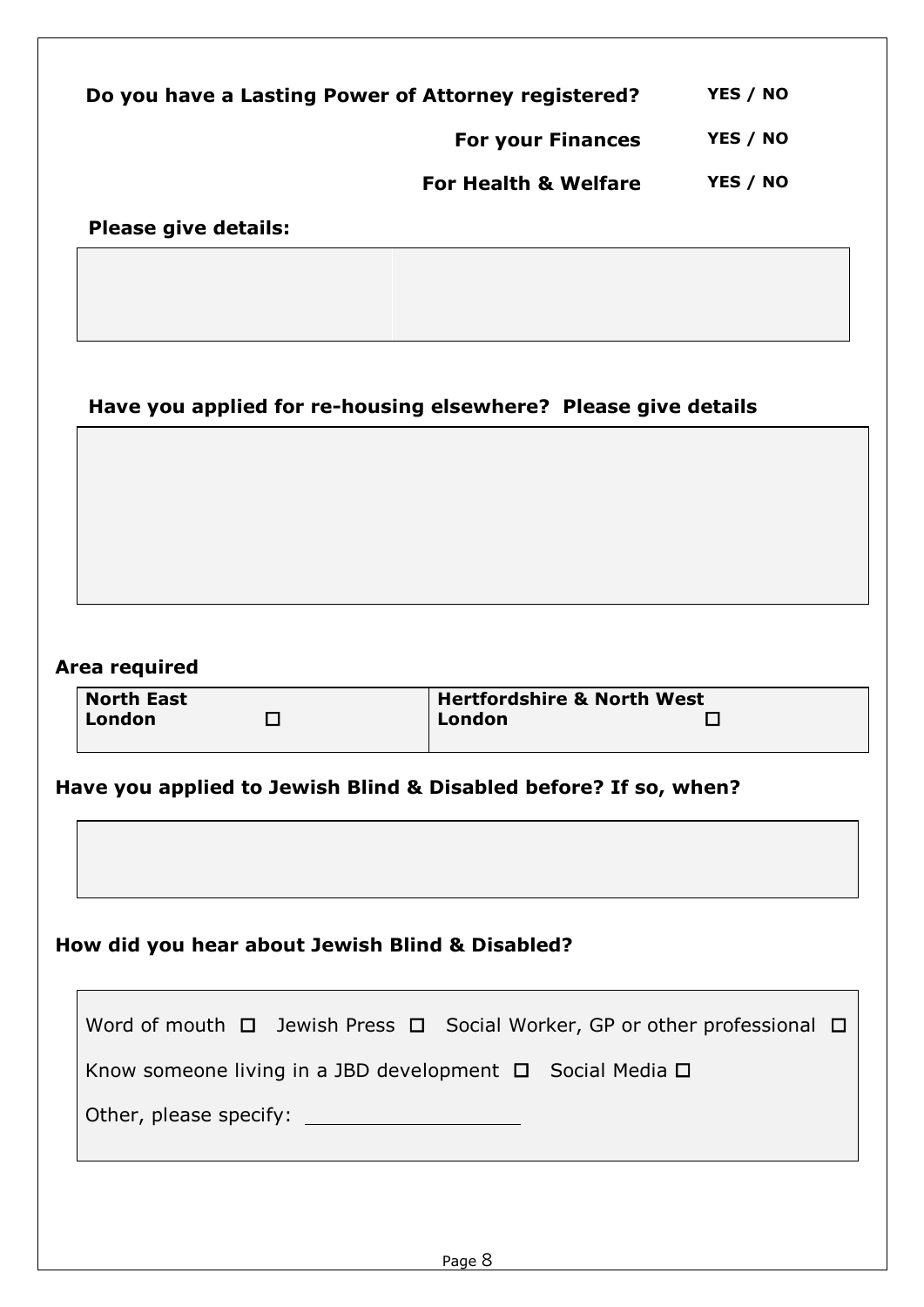**Do you have a Lasting Power of Attorney registered?** **YES / NO**

**For your Finances** **YES / NO**

**For Health & Welfare** **YES / NO**

**Please give details:**

| | |
|---|---|
| | |

**Have you applied for re-housing elsewhere? Please give details**

| |
|---|
| |

**Area required**

| | |
|---|---|
| **North East London** ☐ | **Hertfordshire & North West London** ☐ |

**Have you applied to Jewish Blind & Disabled before? If so, when?**

| |
|---|
| |

**How did you hear about Jewish Blind & Disabled?**

Word of mouth ☐ Jewish Press ☐ Social Worker, GP or other professional ☐

Know someone living in a JBD development ☐ Social Media ☐

Other, please specify: ____________________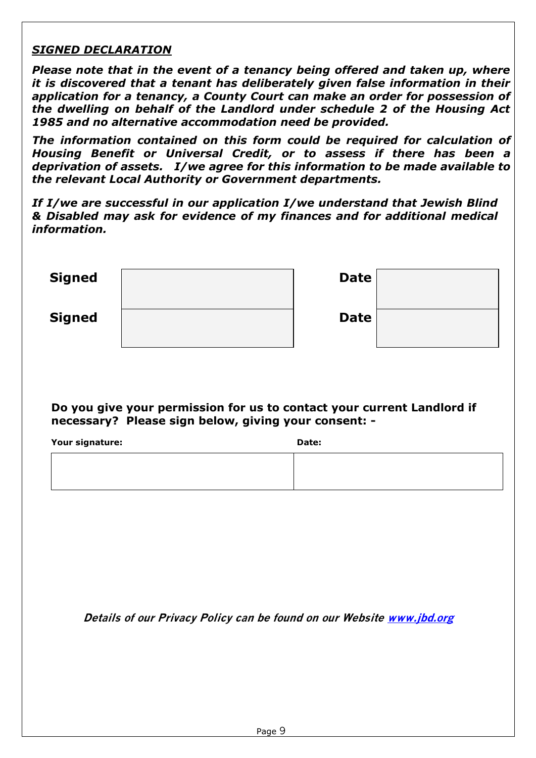***SIGNED DECLARATION***

***Please note that in the event of a tenancy being offered and taken up, where it is discovered that a tenant has deliberately given false information in their application for a tenancy, a County Court can make an order for possession of the dwelling on behalf of the Landlord under schedule 2 of the Housing Act 1985 and no alternative accommodation need be provided.***

***The information contained on this form could be required for calculation of Housing Benefit or Universal Credit, or to assess if there has been a deprivation of assets. I/we agree for this information to be made available to the relevant Local Authority or Government departments.***

***If I/we are successful in our application I/we understand that Jewish Blind & Disabled may ask for evidence of my finances and for additional medical information.***

| | | | |
|---|---|---|---|
| **Signed** | | **Date** | |
| **Signed** | | **Date** | |

**Do you give your permission for us to contact your current Landlord if necessary? Please sign below, giving your consent: -**

| **Your signature:** | **Date:** |
|---|---|
| | |

*Details of our Privacy Policy can be found on our Website [www.jbd.org](www.jbd.org)*